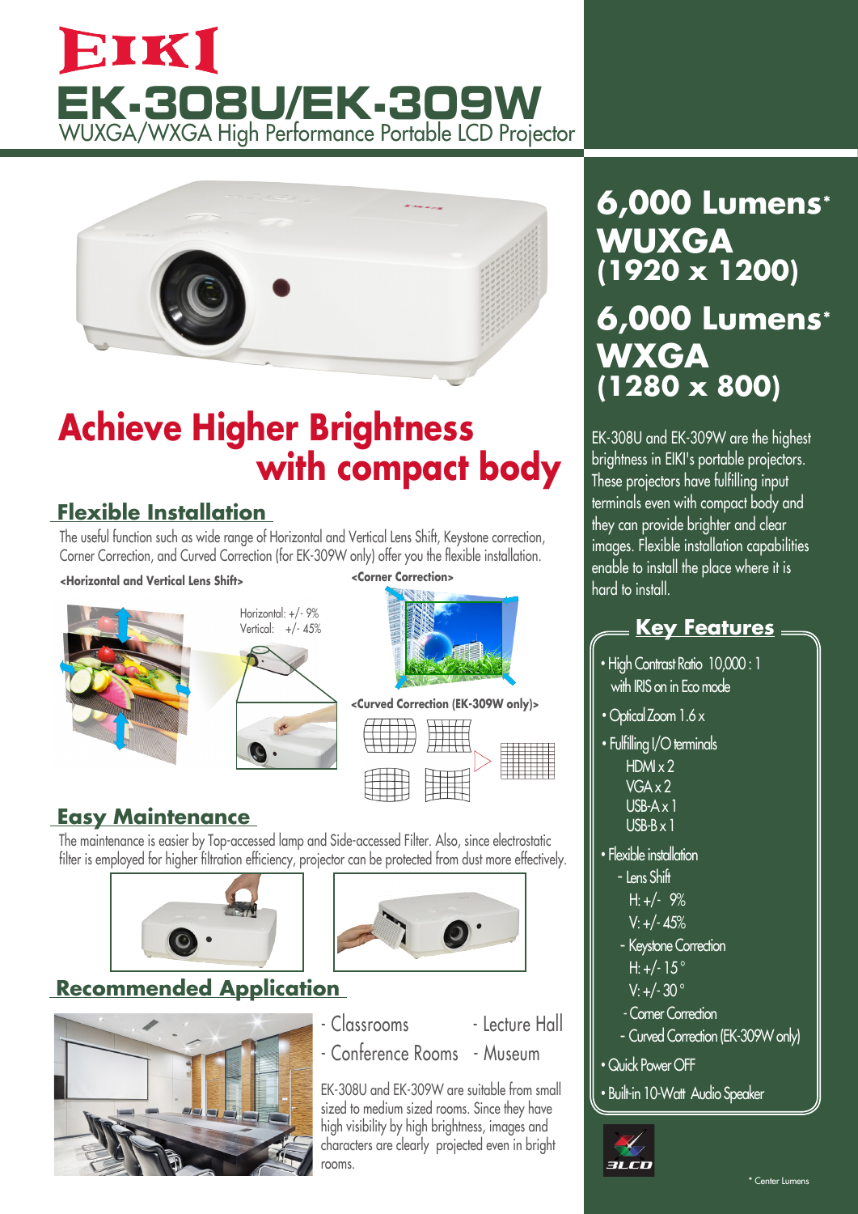# EIKI

# EK-308U/EK-309W

WUXGA/WXGA High Performance Portable LCD Projector

## Achieve Higher Brightness with compact body

### Flexible Installation

The useful function such as wide range of Horizontal and Vertical Lens Shift, Keystone correction, Corner Correction, and Curved Correction (for EK-309W only) offer you the flexible installation.

**<Horizontal and Vertical Lens Shift>**

Horizontal: +/- 9%
Vertical: +/- 45%

**<Corner Correction>**

**<Curved Correction (EK-309W only)>**

### Easy Maintenance

The maintenance is easier by Top-accessed lamp and Side-accessed Filter. Also, since electrostatic filter is employed for higher filtration efficiency, projector can be protected from dust more effectively.

### Recommended Application

- Classrooms
- Lecture Hall
- Conference Rooms
- Museum

EK-308U and EK-309W are suitable from small sized to medium sized rooms. Since they have high visibility by high brightness, images and characters are clearly projected even in bright rooms.

## 6,000 Lumens* WUXGA (1920 x 1200)

## 6,000 Lumens* WXGA (1280 x 800)

EK-308U and EK-309W are the highest brightness in EIKI's portable projectors. These projectors have fulfilling input terminals even with compact body and they can provide brighter and clear images. Flexible installation capabilities enable to install the place where it is hard to install.

### Key Features

- High Contrast Ratio 10,000 : 1 with IRIS on in Eco mode
- Optical Zoom 1.6 x
- Fulfilling I/O terminals
  - HDMI x 2
  - VGA x 2
  - USB-A x 1
  - USB-B x 1
- Flexible installation
  - Lens Shift
    - H: +/- 9%
    - V: +/- 45%
  - Keystone Correction
    - H: +/- 15 °
    - V: +/- 30 °
  - Corner Correction
  - Curved Correction (EK-309W only)
- Quick Power OFF
- Built-in 10-Watt Audio Speaker

3LCD

\* Center Lumens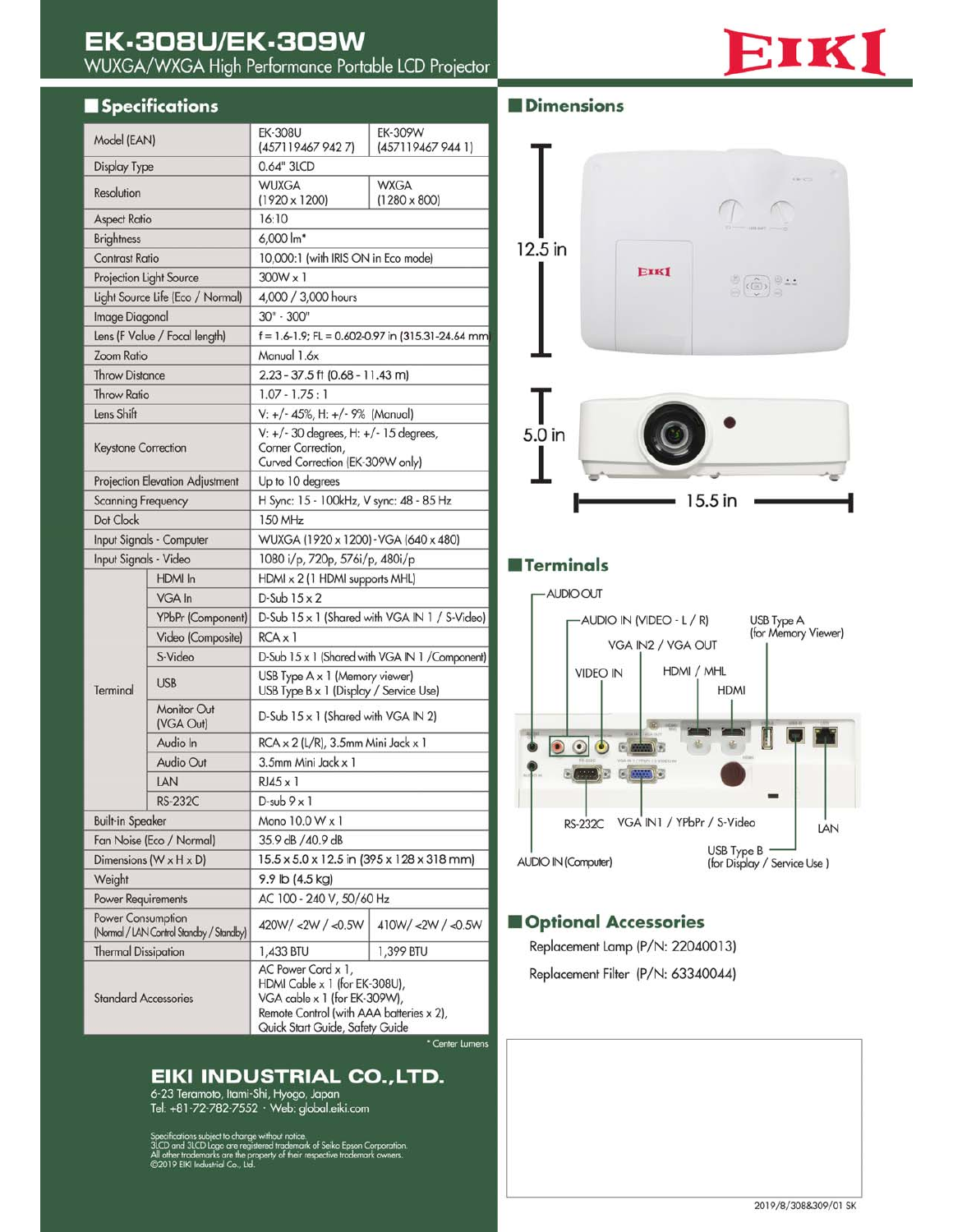# EK-308U/EK-309W

WUXGA/WXGA High Performance Portable LCD Projector

EIKI

## Specifications

| | | | |
|---|---|---|---|
| Model (EAN) | | EK-308U (457119467 942 7) | EK-309W (457119467 944 1) |
| Display Type | | 0.64" 3LCD | |
| Resolution | | WUXGA (1920 x 1200) | WXGA (1280 x 800) |
| Aspect Ratio | | 16:10 | |
| Brightness | | 6,000 lm* | |
| Contrast Ratio | | 10,000:1 (with IRIS ON in Eco mode) | |
| Projection Light Source | | 300W x 1 | |
| Light Source Life (Eco / Normal) | | 4,000 / 3,000 hours | |
| Image Diagonal | | 30" - 300" | |
| Lens (F Value / Focal length) | | f = 1.6-1.9; FL = 0.602-0.97 in (315.31-24.64 mm | |
| Zoom Ratio | | Manual 1.6x | |
| Throw Distance | | 2.23 - 37.5 ft (0.68 - 11.43 m) | |
| Throw Ratio | | 1.07 - 1.75 : 1 | |
| Lens Shift | | V: +/- 45%, H: +/- 9% (Manual) | |
| Keystone Correction | | V: +/- 30 degrees, H: +/- 15 degrees, Corner Correction, Curved Correction (EK-309W only) | |
| Projection Elevation Adjustment | | Up to 10 degrees | |
| Scanning Frequency | | H Sync: 15 - 100kHz, V sync: 48 - 85 Hz | |
| Dot Clock | | 150 MHz | |
| Input Signals - Computer | | WUXGA (1920 x 1200) - VGA (640 x 480) | |
| Input Signals - Video | | 1080 i/p, 720p, 576i/p, 480i/p | |
| Terminal | HDMI In | HDMI x 2 (1 HDMI supports MHL) | |
| | VGA In | D-Sub 15 x 2 | |
| | YPbPr (Component) | D-Sub 15 x 1 (Shared with VGA IN 1 / S-Video) | |
| | Video (Composite) | RCA x 1 | |
| | S-Video | D-Sub 15 x 1 (Shared with VGA IN 1 /Component) | |
| | USB | USB Type A x 1 (Memory viewer) USB Type B x 1 (Display / Service Use) | |
| | Monitor Out (VGA Out) | D-Sub 15 x 1 (Shared with VGA IN 2) | |
| | Audio In | RCA x 2 (L/R), 3.5mm Mini Jack x 1 | |
| | Audio Out | 3.5mm Mini Jack x 1 | |
| | LAN | RJ45 x 1 | |
| | RS-232C | D-sub 9 x 1 | |
| Built-in Speaker | | Mono 10.0 W x 1 | |
| Fan Noise (Eco / Normal) | | 35.9 dB /40.9 dB | |
| Dimensions (W x H x D) | | 15.5 x 5.0 x 12.5 in (395 x 128 x 318 mm) | |
| Weight | | 9.9 lb (4.5 kg) | |
| Power Requirements | | AC 100 - 240 V, 50/60 Hz | |
| Power Consumption (Normal / LAN Control Standby / Standby) | | 420W/ <2W / <0.5W | 410W/ <2W / <0.5W |
| Thermal Dissipation | | 1,433 BTU | 1,399 BTU |
| Standard Accessories | | AC Power Cord x 1, HDMI Cable x 1 (for EK-308U), VGA cable x 1 (for EK-309W), Remote Control (with AAA batteries x 2), Quick Start Guide, Safety Guide | |

\* Center Lumens

## Dimensions

12.5 in

5.0 in

15.5 in

## Terminals

AUDIO OUT

AUDIO IN (VIDEO - L / R)

USB Type A (for Memory Viewer)

VGA IN2 / VGA OUT

VIDEO IN

HDMI / MHL

HDMI

RS-232C

VGA IN1 / YPbPr / S-Video

LAN

USB Type B (for Display / Service Use )

AUDIO IN (Computer)

## Optional Accessories

Replacement Lamp (P/N: 22040013)

Replacement Filter (P/N: 63340044)

**EIKI INDUSTRIAL CO.,LTD.**

6-23 Teramoto, Itami-Shi, Hyogo, Japan
Tel: +81-72-782-7552 · Web: global.eiki.com

Specifications subject to change without notice.
3LCD and 3LCD Logo are registered trademark of Seiko Epson Corporation.
All other trademarks are the property of their respective trademark owners.
©2019 EIKI Industrial Co., Ltd.

2019/8/308&309/01 SK